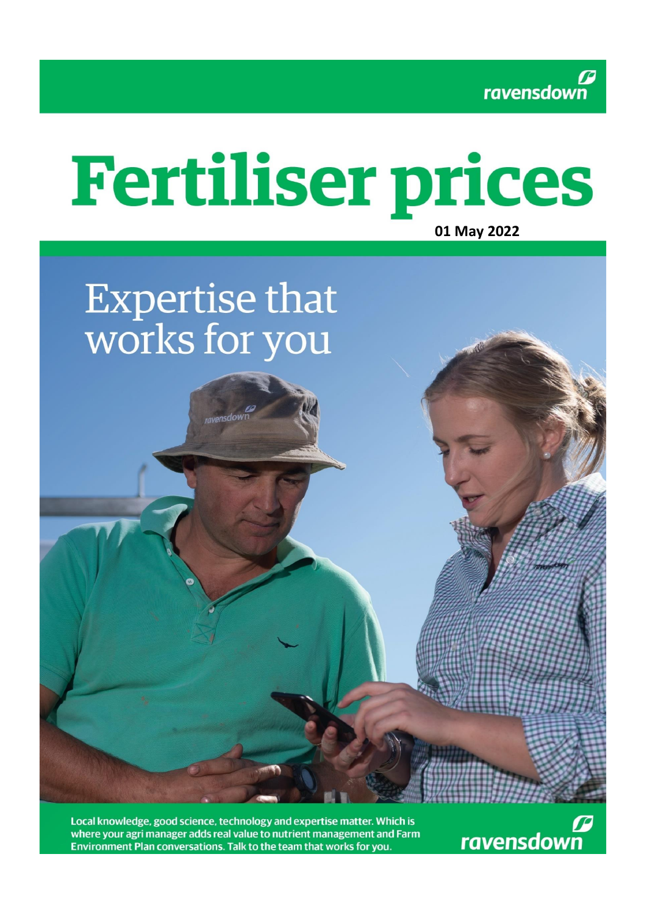ravensdown

# Fertiliser prices

**01 May 2022**

Expertise that works for you

Local knowledge, good science, technology and expertise matter. Which is where your agri manager adds real value to nutrient management and Farm Environment Plan conversations. Talk to the team that works for you.

ravensdown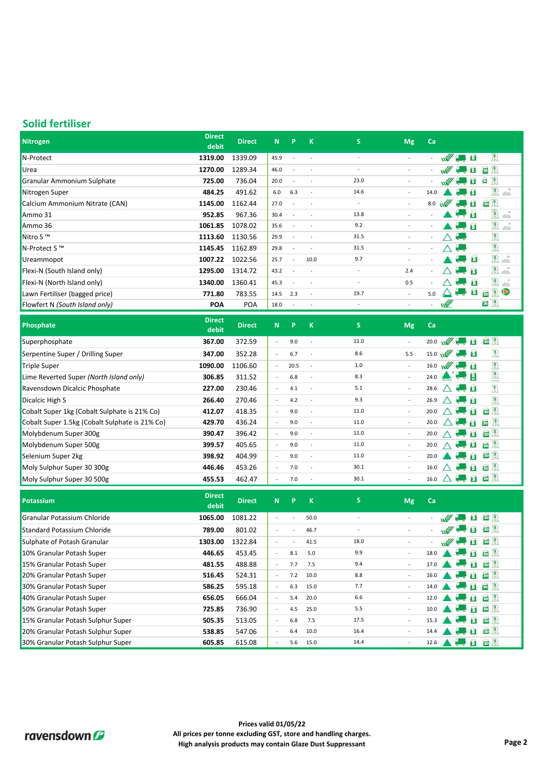## Solid fertiliser

| Nitrogen | Direct debit | Direct | N | P | K | S | Mg | Ca |
|---|---|---|---|---|---|---|---|---|
| N-Protect | **1319.00** | 1339.09 | 45.9 | - | - | - | - | - |
| Urea | **1270.00** | 1289.34 | 46.0 | - | - | - | - | - |
| Granular Ammonium Sulphate | **725.00** | 736.04 | 20.0 | - | - | 23.0 | - | - |
| Nitrogen Super | **484.25** | 491.62 | 6.0 | 6.3 | - | 14.6 | - | 14.0 |
| Calcium Ammonium Nitrate (CAN) | **1145.00** | 1162.44 | 27.0 | - | - | - | - | 8.0 |
| Ammo 31 | **952.85** | 967.36 | 30.4 | - | - | 13.8 | - | - |
| Ammo 36 | **1061.85** | 1078.02 | 35.6 | - | - | 9.2 | - | - |
| Nitro S ™ | **1113.60** | 1130.56 | 29.9 | - | - | 31.5 | - | - |
| N-Protect S ™ | **1145.45** | 1162.89 | 29.8 | - | - | 31.5 | - | - |
| Ureammopot | **1007.22** | 1022.56 | 25.7 | - | 10.0 | 9.7 | - | - |
| Flexi-N (South Island only) | **1295.00** | 1314.72 | 43.2 | - | - | - | 2.4 | - |
| Flexi-N (North Island only) | **1340.00** | 1360.41 | 45.3 | - | - | - | 0.5 | - |
| Lawn Fertiliser (bagged price) | **771.80** | 783.55 | 14.5 | 2.3 | - | 19.7 | - | 5.0 |
| Flowfert N *(South Island only)* | **POA** | POA | 18.0 | - | - | - | - | - |

| Phosphate | Direct debit | Direct | N | P | K | S | Mg | Ca |
|---|---|---|---|---|---|---|---|---|
| Superphosphate | **367.00** | 372.59 | - | 9.0 | - | 11.0 | - | 20.0 |
| Serpentine Super / Drilling Super | **347.00** | 352.28 | - | 6.7 | - | 8.6 | 5.5 | 15.0 |
| Triple Super | **1090.00** | 1106.60 | - | 20.5 | - | 1.0 | - | 16.0 |
| Lime Reverted Super *(North Island only)* | **306.85** | 311.52 | - | 6.8 | - | 8.3 | - | 24.0 |
| Ravensdown Dicalcic Phosphate | **227.00** | 230.46 | - | 4.1 | - | 5.1 | - | 28.6 |
| Dicalcic High S | **266.40** | 270.46 | - | 4.2 | - | 9.3 | - | 26.9 |
| Cobalt Super 1kg (Cobalt Sulphate is 21% Co) | **412.07** | 418.35 | - | 9.0 | - | 11.0 | - | 20.0 |
| Cobalt Super 1.5kg (Cobalt Sulphate is 21% Co) | **429.70** | 436.24 | - | 9.0 | - | 11.0 | - | 20.0 |
| Molybdenum Super 300g | **390.47** | 396.42 | - | 9.0 | - | 11.0 | - | 20.0 |
| Molybdenum Super 500g | **399.57** | 405.65 | - | 9.0 | - | 11.0 | - | 20.0 |
| Selenium Super 2kg | **398.92** | 404.99 | - | 9.0 | - | 11.0 | - | 20.0 |
| Moly Sulphur Super 30 300g | **446.46** | 453.26 | - | 7.0 | - | 30.1 | - | 16.0 |
| Moly Sulphur Super 30 500g | **455.53** | 462.47 | - | 7.0 | - | 30.1 | - | 16.0 |

| Potassium | Direct debit | Direct | N | P | K | S | Mg | Ca |
|---|---|---|---|---|---|---|---|---|
| Granular Potassium Chloride | **1065.00** | 1081.22 | - | - | 50.0 | - | - | - |
| Standard Potassium Chloride | **789.00** | 801.02 | - | - | 46.7 | - | - | - |
| Sulphate of Potash Granular | **1303.00** | 1322.84 | - | - | 41.5 | 18.0 | - | - |
| 10% Granular Potash Super | **446.65** | 453.45 | - | 8.1 | 5.0 | 9.9 | - | 18.0 |
| 15% Granular Potash Super | **481.55** | 488.88 | - | 7.7 | 7.5 | 9.4 | - | 17.0 |
| 20% Granular Potash Super | **516.45** | 524.31 | - | 7.2 | 10.0 | 8.8 | - | 16.0 |
| 30% Granular Potash Super | **586.25** | 595.18 | - | 6.3 | 15.0 | 7.7 | - | 14.0 |
| 40% Granular Potash Super | **656.05** | 666.04 | - | 5.4 | 20.0 | 6.6 | - | 12.0 |
| 50% Granular Potash Super | **725.85** | 736.90 | - | 4.5 | 25.0 | 5.5 | - | 10.0 |
| 15% Granular Potash Sulphur Super | **505.35** | 513.05 | - | 6.8 | 7.5 | 17.5 | - | 15.3 |
| 20% Granular Potash Sulphur Super | **538.85** | 547.06 | - | 6.4 | 10.0 | 16.4 | - | 14.4 |
| 30% Granular Potash Sulphur Super | **605.85** | 615.08 | - | 5.6 | 15.0 | 14.4 | - | 12.6 |

**Prices valid 01/05/22**
**All prices per tonne excluding GST, store and handling charges.**
**High analysis products may contain Glaze Dust Suppressant**

ravensdown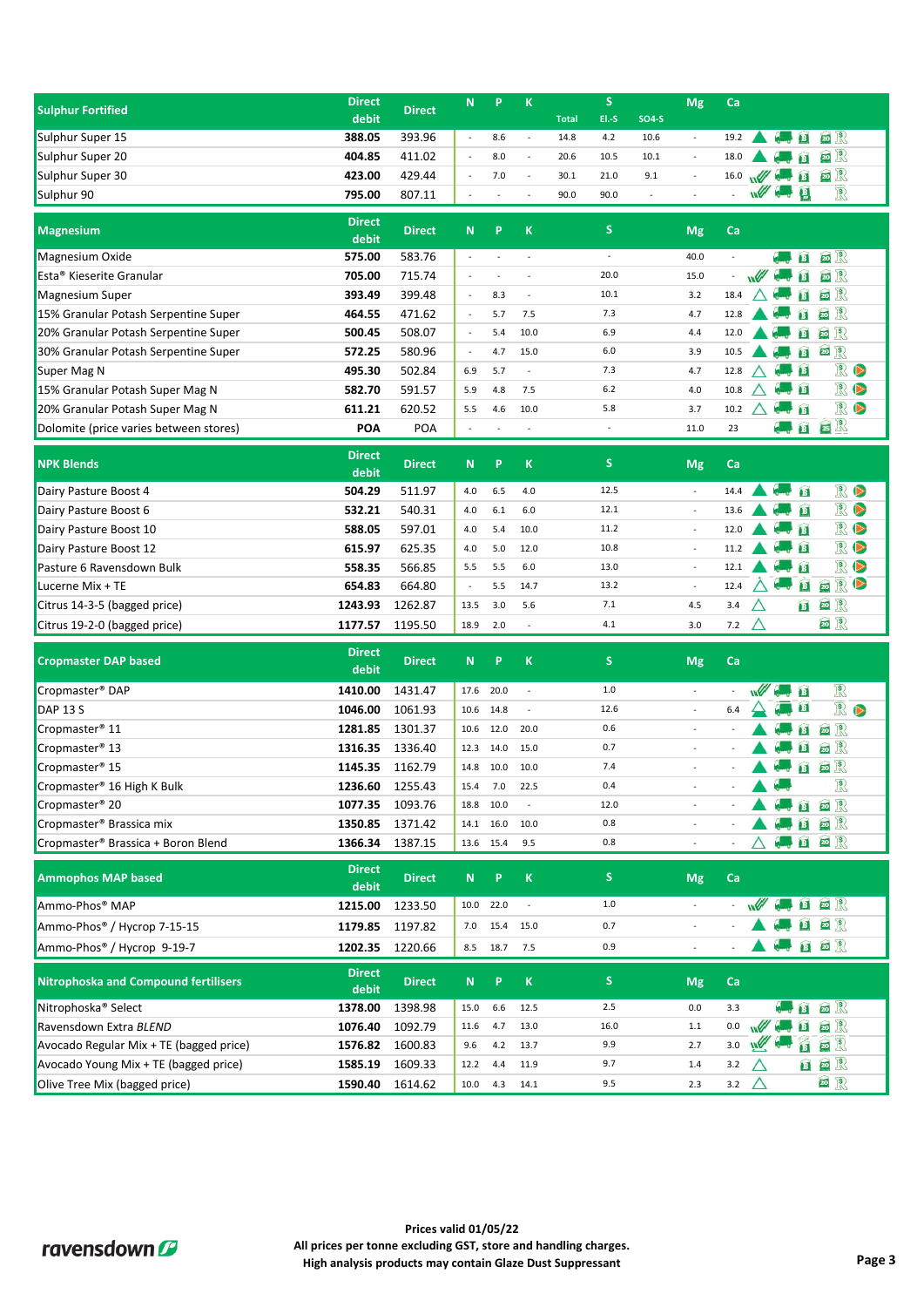| Sulphur Fortified | Direct debit | Direct | N | P | K | S Total | S El.-S | S SO4-S | Mg | Ca |
|---|---|---|---|---|---|---|---|---|---|---|
| Sulphur Super 15 | 388.05 | 393.96 | - | 8.6 | - | 14.8 | 4.2 | 10.6 | - | 19.2 |
| Sulphur Super 20 | 404.85 | 411.02 | - | 8.0 | - | 20.6 | 10.5 | 10.1 | - | 18.0 |
| Sulphur Super 30 | 423.00 | 429.44 | - | 7.0 | - | 30.1 | 21.0 | 9.1 | - | 16.0 |
| Sulphur 90 | 795.00 | 807.11 | - | - | - | 90.0 | 90.0 | - | - | - |

| Magnesium | Direct debit | Direct | N | P | K | S | Mg | Ca |
|---|---|---|---|---|---|---|---|---|
| Magnesium Oxide | 575.00 | 583.76 | - | - | - | - | 40.0 | - |
| Esta® Kieserite Granular | 705.00 | 715.74 | - | - | - | 20.0 | 15.0 | - |
| Magnesium Super | 393.49 | 399.48 | - | 8.3 | - | 10.1 | 3.2 | 18.4 |
| 15% Granular Potash Serpentine Super | 464.55 | 471.62 | - | 5.7 | 7.5 | 7.3 | 4.7 | 12.8 |
| 20% Granular Potash Serpentine Super | 500.45 | 508.07 | - | 5.4 | 10.0 | 6.9 | 4.4 | 12.0 |
| 30% Granular Potash Serpentine Super | 572.25 | 580.96 | - | 4.7 | 15.0 | 6.0 | 3.9 | 10.5 |
| Super Mag N | 495.30 | 502.84 | 6.9 | 5.7 | - | 7.3 | 4.7 | 12.8 |
| 15% Granular Potash Super Mag N | 582.70 | 591.57 | 5.9 | 4.8 | 7.5 | 6.2 | 4.0 | 10.8 |
| 20% Granular Potash Super Mag N | 611.21 | 620.52 | 5.5 | 4.6 | 10.0 | 5.8 | 3.7 | 10.2 |
| Dolomite (price varies between stores) | POA | POA | - | - | - | - | 11.0 | 23 |

| NPK Blends | Direct debit | Direct | N | P | K | S | Mg | Ca |
|---|---|---|---|---|---|---|---|---|
| Dairy Pasture Boost 4 | 504.29 | 511.97 | 4.0 | 6.5 | 4.0 | 12.5 | - | 14.4 |
| Dairy Pasture Boost 6 | 532.21 | 540.31 | 4.0 | 6.1 | 6.0 | 12.1 | - | 13.6 |
| Dairy Pasture Boost 10 | 588.05 | 597.01 | 4.0 | 5.4 | 10.0 | 11.2 | - | 12.0 |
| Dairy Pasture Boost 12 | 615.97 | 625.35 | 4.0 | 5.0 | 12.0 | 10.8 | - | 11.2 |
| Pasture 6 Ravensdown Bulk | 558.35 | 566.85 | 5.5 | 5.5 | 6.0 | 13.0 | - | 12.1 |
| Lucerne Mix + TE | 654.83 | 664.80 | - | 5.5 | 14.7 | 13.2 | - | 12.4 |
| Citrus 14-3-5 (bagged price) | 1243.93 | 1262.87 | 13.5 | 3.0 | 5.6 | 7.1 | 4.5 | 3.4 |
| Citrus 19-2-0 (bagged price) | 1177.57 | 1195.50 | 18.9 | 2.0 | - | 4.1 | 3.0 | 7.2 |

| Cropmaster DAP based | Direct debit | Direct | N | P | K | S | Mg | Ca |
|---|---|---|---|---|---|---|---|---|
| Cropmaster® DAP | 1410.00 | 1431.47 | 17.6 | 20.0 | - | 1.0 | - | - |
| DAP 13 S | 1046.00 | 1061.93 | 10.6 | 14.8 | - | 12.6 | - | 6.4 |
| Cropmaster® 11 | 1281.85 | 1301.37 | 10.6 | 12.0 | 20.0 | 0.6 | - | - |
| Cropmaster® 13 | 1316.35 | 1336.40 | 12.3 | 14.0 | 15.0 | 0.7 | - | - |
| Cropmaster® 15 | 1145.35 | 1162.79 | 14.8 | 10.0 | 10.0 | 7.4 | - | - |
| Cropmaster® 16 High K Bulk | 1236.60 | 1255.43 | 15.4 | 7.0 | 22.5 | 0.4 | - | - |
| Cropmaster® 20 | 1077.35 | 1093.76 | 18.8 | 10.0 | - | 12.0 | - | - |
| Cropmaster® Brassica mix | 1350.85 | 1371.42 | 14.1 | 16.0 | 10.0 | 0.8 | - | - |
| Cropmaster® Brassica + Boron Blend | 1366.34 | 1387.15 | 13.6 | 15.4 | 9.5 | 0.8 | - | - |

| Ammophos MAP based | Direct debit | Direct | N | P | K | S | Mg | Ca |
|---|---|---|---|---|---|---|---|---|
| Ammo-Phos® MAP | 1215.00 | 1233.50 | 10.0 | 22.0 | - | 1.0 | - | - |
| Ammo-Phos® / Hycrop 7-15-15 | 1179.85 | 1197.82 | 7.0 | 15.4 | 15.0 | 0.7 | - | - |
| Ammo-Phos® / Hycrop 9-19-7 | 1202.35 | 1220.66 | 8.5 | 18.7 | 7.5 | 0.9 | - | - |

| Nitrophoska and Compound fertilisers | Direct debit | Direct | N | P | K | S | Mg | Ca |
|---|---|---|---|---|---|---|---|---|
| Nitrophoska® Select | 1378.00 | 1398.98 | 15.0 | 6.6 | 12.5 | 2.5 | 0.0 | 3.3 |
| Ravensdown Extra *BLEND* | 1076.40 | 1092.79 | 11.6 | 4.7 | 13.0 | 16.0 | 1.1 | 0.0 |
| Avocado Regular Mix + TE (bagged price) | 1576.82 | 1600.83 | 9.6 | 4.2 | 13.7 | 9.9 | 2.7 | 3.0 |
| Avocado Young Mix + TE (bagged price) | 1585.19 | 1609.33 | 12.2 | 4.4 | 11.9 | 9.7 | 1.4 | 3.2 |
| Olive Tree Mix (bagged price) | 1590.40 | 1614.62 | 10.0 | 4.3 | 14.1 | 9.5 | 2.3 | 3.2 |

**Prices valid 01/05/22**
**All prices per tonne excluding GST, store and handling charges.**
**High analysis products may contain Glaze Dust Suppressant**

ravensdown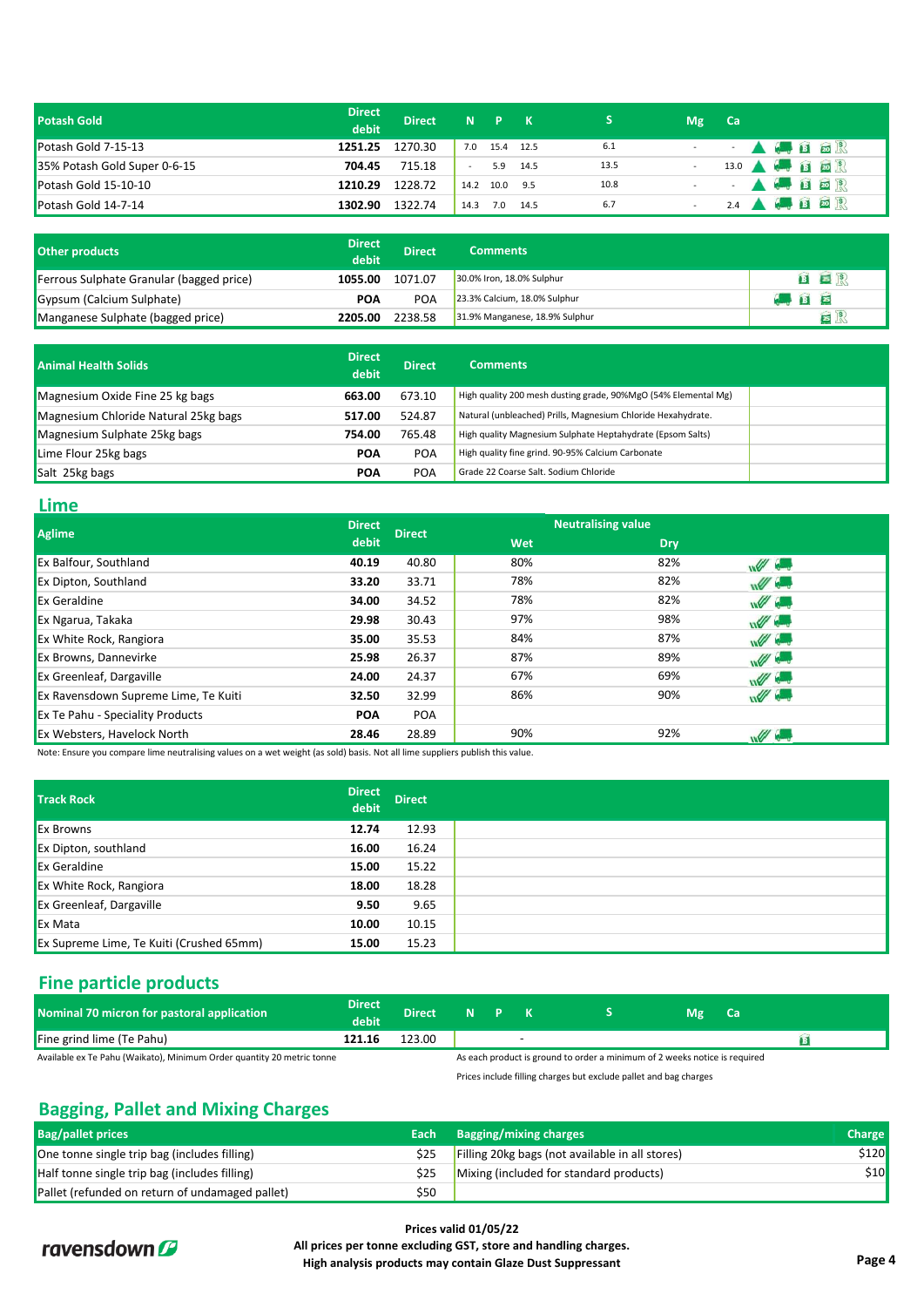| Potash Gold | Direct debit | Direct | N | P | K | S | Mg | Ca |
|---|---|---|---|---|---|---|---|---|
| Potash Gold 7-15-13 | **1251.25** | 1270.30 | 7.0 | 15.4 | 12.5 | 6.1 | - | - |
| 35% Potash Gold Super 0-6-15 | **704.45** | 715.18 | - | 5.9 | 14.5 | 13.5 | - | 13.0 |
| Potash Gold 15-10-10 | **1210.29** | 1228.72 | 14.2 | 10.0 | 9.5 | 10.8 | - | - |
| Potash Gold 14-7-14 | **1302.90** | 1322.74 | 14.3 | 7.0 | 14.5 | 6.7 | - | 2.4 |

| Other products | Direct debit | Direct | Comments |
|---|---|---|---|
| Ferrous Sulphate Granular (bagged price) | **1055.00** | 1071.07 | 30.0% Iron, 18.0% Sulphur |
| Gypsum (Calcium Sulphate) | **POA** | POA | 23.3% Calcium, 18.0% Sulphur |
| Manganese Sulphate (bagged price) | **2205.00** | 2238.58 | 31.9% Manganese, 18.9% Sulphur |

| Animal Health Solids | Direct debit | Direct | Comments |
|---|---|---|---|
| Magnesium Oxide Fine 25 kg bags | **663.00** | 673.10 | High quality 200 mesh dusting grade, 90%MgO (54% Elemental Mg) |
| Magnesium Chloride Natural 25kg bags | **517.00** | 524.87 | Natural (unbleached) Prills, Magnesium Chloride Hexahydrate. |
| Magnesium Sulphate 25kg bags | **754.00** | 765.48 | High quality Magnesium Sulphate Heptahydrate (Epsom Salts) |
| Lime Flour 25kg bags | **POA** | POA | High quality fine grind. 90-95% Calcium Carbonate |
| Salt 25kg bags | **POA** | POA | Grade 22 Coarse Salt. Sodium Chloride |

## Lime

| Aglime | Direct debit | Direct | Neutralising value | |
|---|---|---|---|---|
| | | | Wet | Dry |
| Ex Balfour, Southland | **40.19** | 40.80 | 80% | 82% |
| Ex Dipton, Southland | **33.20** | 33.71 | 78% | 82% |
| Ex Geraldine | **34.00** | 34.52 | 78% | 82% |
| Ex Ngarua, Takaka | **29.98** | 30.43 | 97% | 98% |
| Ex White Rock, Rangiora | **35.00** | 35.53 | 84% | 87% |
| Ex Browns, Dannevirke | **25.98** | 26.37 | 87% | 89% |
| Ex Greenleaf, Dargaville | **24.00** | 24.37 | 67% | 69% |
| Ex Ravensdown Supreme Lime, Te Kuiti | **32.50** | 32.99 | 86% | 90% |
| Ex Te Pahu - Speciality Products | **POA** | POA | | |
| Ex Websters, Havelock North | **28.46** | 28.89 | 90% | 92% |

Note: Ensure you compare lime neutralising values on a wet weight (as sold) basis. Not all lime suppliers publish this value.

| Track Rock | Direct debit | Direct |
|---|---|---|
| Ex Browns | **12.74** | 12.93 |
| Ex Dipton, southland | **16.00** | 16.24 |
| Ex Geraldine | **15.00** | 15.22 |
| Ex White Rock, Rangiora | **18.00** | 18.28 |
| Ex Greenleaf, Dargaville | **9.50** | 9.65 |
| Ex Mata | **10.00** | 10.15 |
| Ex Supreme Lime, Te Kuiti (Crushed 65mm) | **15.00** | 15.23 |

## Fine particle products

| Nominal 70 micron for pastoral application | Direct debit | Direct | N | P | K | S | Mg | Ca |
|---|---|---|---|---|---|---|---|---|
| Fine grind lime (Te Pahu) | **121.16** | 123.00 | | | - | | | |

Available ex Te Pahu (Waikato), Minimum Order quantity 20 metric tonne

As each product is ground to order a minimum of 2 weeks notice is required

Prices include filling charges but exclude pallet and bag charges

## Bagging, Pallet and Mixing Charges

| Bag/pallet prices | Each | Bagging/mixing charges | Charge |
|---|---|---|---|
| One tonne single trip bag (includes filling) | $25 | Filling 20kg bags (not available in all stores) | $120 |
| Half tonne single trip bag (includes filling) | $25 | Mixing (included for standard products) | $10 |
| Pallet (refunded on return of undamaged pallet) | $50 | | |

**Prices valid 01/05/22**
**All prices per tonne excluding GST, store and handling charges.**
**High analysis products may contain Glaze Dust Suppressant**

ravensdown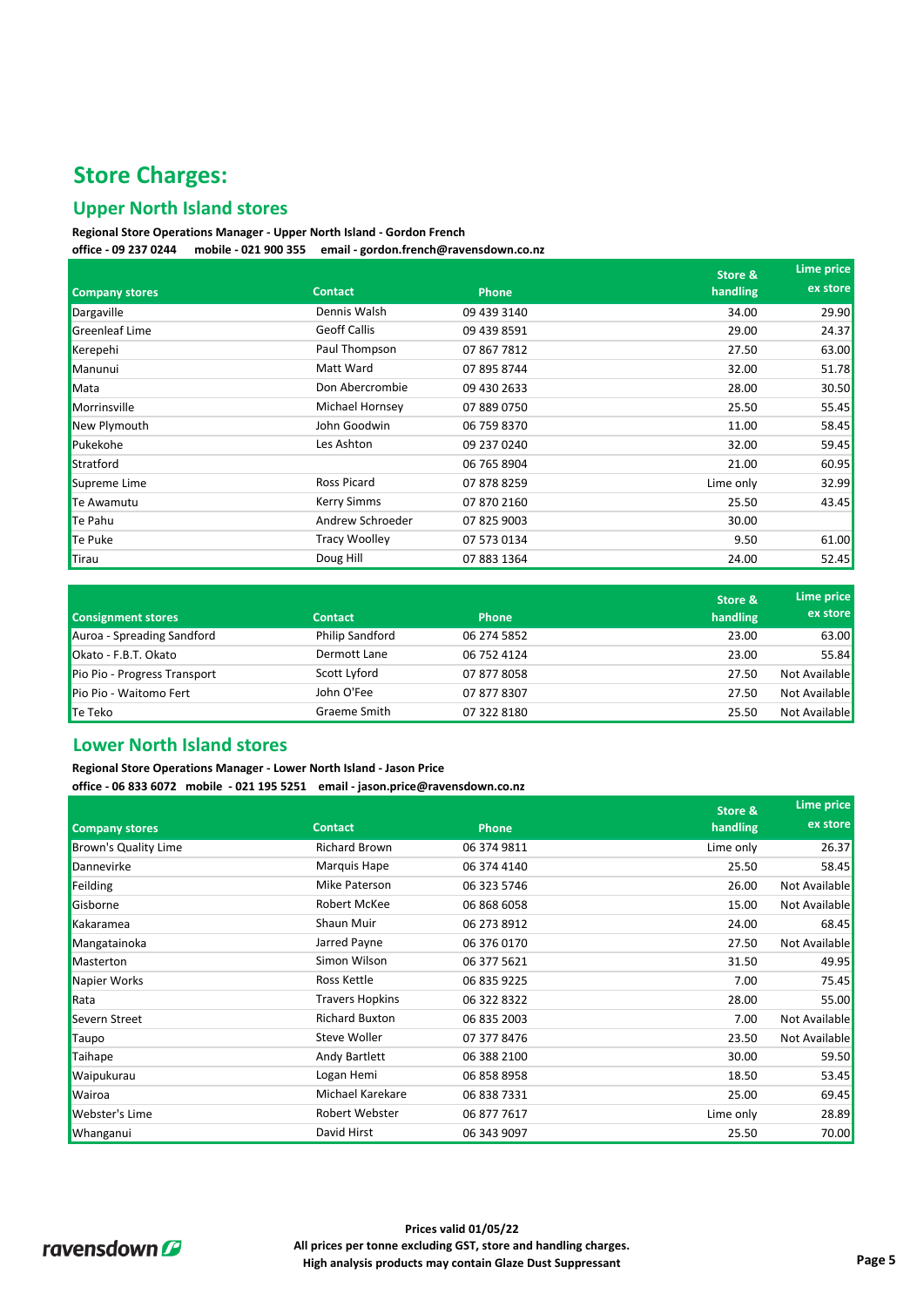# Store Charges:

## Upper North Island stores

**Regional Store Operations Manager - Upper North Island - Gordon French**
**office - 09 237 0244 mobile - 021 900 355 email - gordon.french@ravensdown.co.nz**

| Company stores | Contact | Phone | Store & handling | Lime price ex store |
|---|---|---|---|---|
| Dargaville | Dennis Walsh | 09 439 3140 | 34.00 | 29.90 |
| Greenleaf Lime | Geoff Callis | 09 439 8591 | 29.00 | 24.37 |
| Kerepehi | Paul Thompson | 07 867 7812 | 27.50 | 63.00 |
| Manunui | Matt Ward | 07 895 8744 | 32.00 | 51.78 |
| Mata | Don Abercrombie | 09 430 2633 | 28.00 | 30.50 |
| Morrinsville | Michael Hornsey | 07 889 0750 | 25.50 | 55.45 |
| New Plymouth | John Goodwin | 06 759 8370 | 11.00 | 58.45 |
| Pukekohe | Les Ashton | 09 237 0240 | 32.00 | 59.45 |
| Stratford | | 06 765 8904 | 21.00 | 60.95 |
| Supreme Lime | Ross Picard | 07 878 8259 | Lime only | 32.99 |
| Te Awamutu | Kerry Simms | 07 870 2160 | 25.50 | 43.45 |
| Te Pahu | Andrew Schroeder | 07 825 9003 | 30.00 | |
| Te Puke | Tracy Woolley | 07 573 0134 | 9.50 | 61.00 |
| Tirau | Doug Hill | 07 883 1364 | 24.00 | 52.45 |

| Consignment stores | Contact | Phone | Store & handling | Lime price ex store |
|---|---|---|---|---|
| Auroa - Spreading Sandford | Philip Sandford | 06 274 5852 | 23.00 | 63.00 |
| Okato - F.B.T. Okato | Dermott Lane | 06 752 4124 | 23.00 | 55.84 |
| Pio Pio - Progress Transport | Scott Lyford | 07 877 8058 | 27.50 | Not Available |
| Pio Pio - Waitomo Fert | John O'Fee | 07 877 8307 | 27.50 | Not Available |
| Te Teko | Graeme Smith | 07 322 8180 | 25.50 | Not Available |

## Lower North Island stores

**Regional Store Operations Manager - Lower North Island - Jason Price**
**office - 06 833 6072 mobile - 021 195 5251 email - jason.price@ravensdown.co.nz**

| Company stores | Contact | Phone | Store & handling | Lime price ex store |
|---|---|---|---|---|
| Brown's Quality Lime | Richard Brown | 06 374 9811 | Lime only | 26.37 |
| Dannevirke | Marquis Hape | 06 374 4140 | 25.50 | 58.45 |
| Feilding | Mike Paterson | 06 323 5746 | 26.00 | Not Available |
| Gisborne | Robert McKee | 06 868 6058 | 15.00 | Not Available |
| Kakaramea | Shaun Muir | 06 273 8912 | 24.00 | 68.45 |
| Mangatainoka | Jarred Payne | 06 376 0170 | 27.50 | Not Available |
| Masterton | Simon Wilson | 06 377 5621 | 31.50 | 49.95 |
| Napier Works | Ross Kettle | 06 835 9225 | 7.00 | 75.45 |
| Rata | Travers Hopkins | 06 322 8322 | 28.00 | 55.00 |
| Severn Street | Richard Buxton | 06 835 2003 | 7.00 | Not Available |
| Taupo | Steve Woller | 07 377 8476 | 23.50 | Not Available |
| Taihape | Andy Bartlett | 06 388 2100 | 30.00 | 59.50 |
| Waipukurau | Logan Hemi | 06 858 8958 | 18.50 | 53.45 |
| Wairoa | Michael Karekare | 06 838 7331 | 25.00 | 69.45 |
| Webster's Lime | Robert Webster | 06 877 7617 | Lime only | 28.89 |
| Whanganui | David Hirst | 06 343 9097 | 25.50 | 70.00 |

**Prices valid 01/05/22**
**All prices per tonne excluding GST, store and handling charges.**
**High analysis products may contain Glaze Dust Suppressant**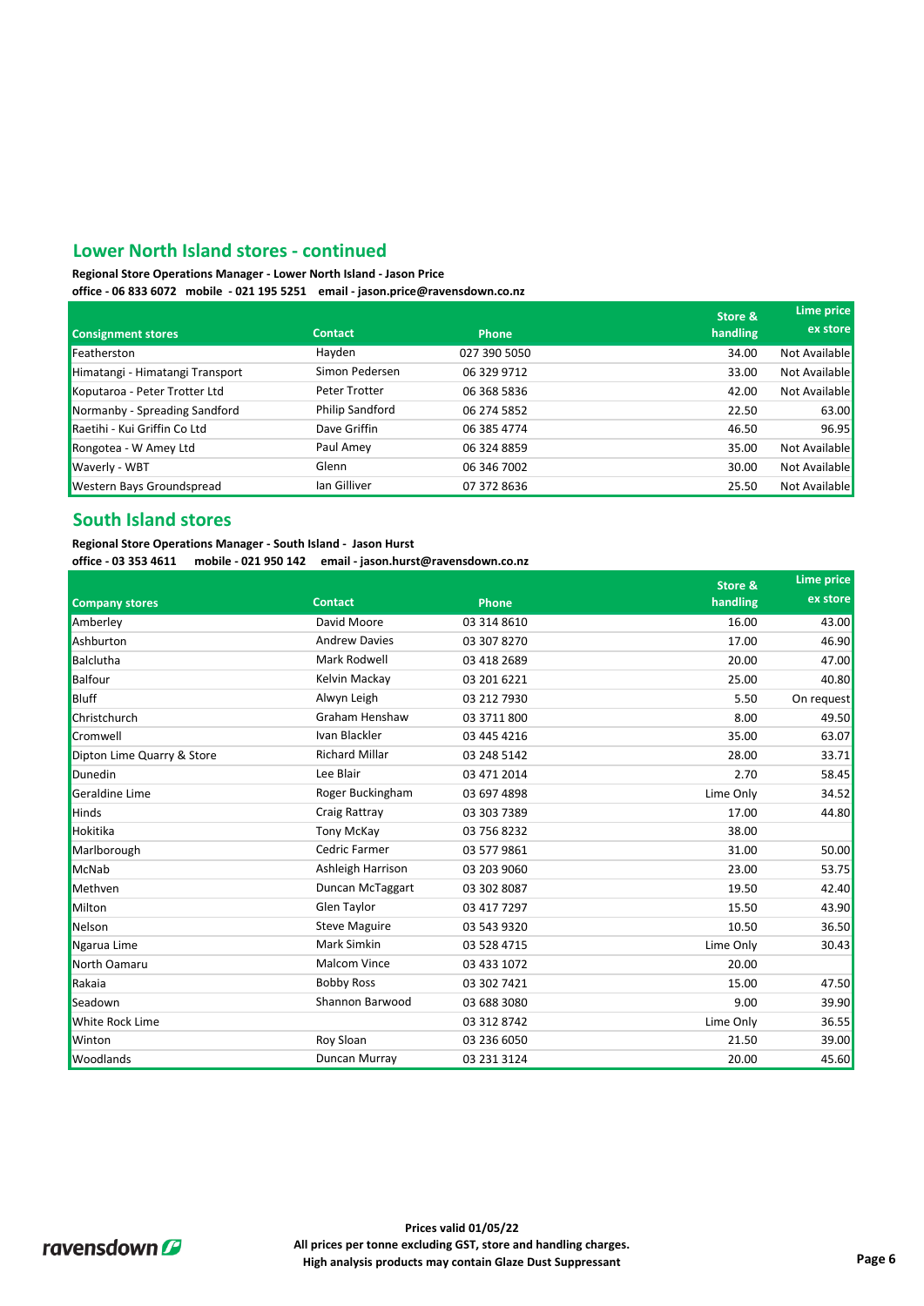## Lower North Island stores - continued

**Regional Store Operations Manager - Lower North Island - Jason Price**
**office - 06 833 6072 mobile - 021 195 5251 email - jason.price@ravensdown.co.nz**

| Consignment stores | Contact | Phone | Store & handling | Lime price ex store |
|---|---|---|---|---|
| Featherston | Hayden | 027 390 5050 | 34.00 | Not Available |
| Himatangi - Himatangi Transport | Simon Pedersen | 06 329 9712 | 33.00 | Not Available |
| Koputaroa - Peter Trotter Ltd | Peter Trotter | 06 368 5836 | 42.00 | Not Available |
| Normanby - Spreading Sandford | Philip Sandford | 06 274 5852 | 22.50 | 63.00 |
| Raetihi - Kui Griffin Co Ltd | Dave Griffin | 06 385 4774 | 46.50 | 96.95 |
| Rongotea - W Amey Ltd | Paul Amey | 06 324 8859 | 35.00 | Not Available |
| Waverly - WBT | Glenn | 06 346 7002 | 30.00 | Not Available |
| Western Bays Groundspread | Ian Gilliver | 07 372 8636 | 25.50 | Not Available |

## South Island stores

**Regional Store Operations Manager - South Island - Jason Hurst**
**office - 03 353 4611 mobile - 021 950 142 email - jason.hurst@ravensdown.co.nz**

| Company stores | Contact | Phone | Store & handling | Lime price ex store |
|---|---|---|---|---|
| Amberley | David Moore | 03 314 8610 | 16.00 | 43.00 |
| Ashburton | Andrew Davies | 03 307 8270 | 17.00 | 46.90 |
| Balclutha | Mark Rodwell | 03 418 2689 | 20.00 | 47.00 |
| Balfour | Kelvin Mackay | 03 201 6221 | 25.00 | 40.80 |
| Bluff | Alwyn Leigh | 03 212 7930 | 5.50 | On request |
| Christchurch | Graham Henshaw | 03 3711 800 | 8.00 | 49.50 |
| Cromwell | Ivan Blackler | 03 445 4216 | 35.00 | 63.07 |
| Dipton Lime Quarry & Store | Richard Millar | 03 248 5142 | 28.00 | 33.71 |
| Dunedin | Lee Blair | 03 471 2014 | 2.70 | 58.45 |
| Geraldine Lime | Roger Buckingham | 03 697 4898 | Lime Only | 34.52 |
| Hinds | Craig Rattray | 03 303 7389 | 17.00 | 44.80 |
| Hokitika | Tony McKay | 03 756 8232 | 38.00 | |
| Marlborough | Cedric Farmer | 03 577 9861 | 31.00 | 50.00 |
| McNab | Ashleigh Harrison | 03 203 9060 | 23.00 | 53.75 |
| Methven | Duncan McTaggart | 03 302 8087 | 19.50 | 42.40 |
| Milton | Glen Taylor | 03 417 7297 | 15.50 | 43.90 |
| Nelson | Steve Maguire | 03 543 9320 | 10.50 | 36.50 |
| Ngarua Lime | Mark Simkin | 03 528 4715 | Lime Only | 30.43 |
| North Oamaru | Malcom Vince | 03 433 1072 | 20.00 | |
| Rakaia | Bobby Ross | 03 302 7421 | 15.00 | 47.50 |
| Seadown | Shannon Barwood | 03 688 3080 | 9.00 | 39.90 |
| White Rock Lime | | 03 312 8742 | Lime Only | 36.55 |
| Winton | Roy Sloan | 03 236 6050 | 21.50 | 39.00 |
| Woodlands | Duncan Murray | 03 231 3124 | 20.00 | 45.60 |

**Prices valid 01/05/22**
**All prices per tonne excluding GST, store and handling charges.**
**High analysis products may contain Glaze Dust Suppressant**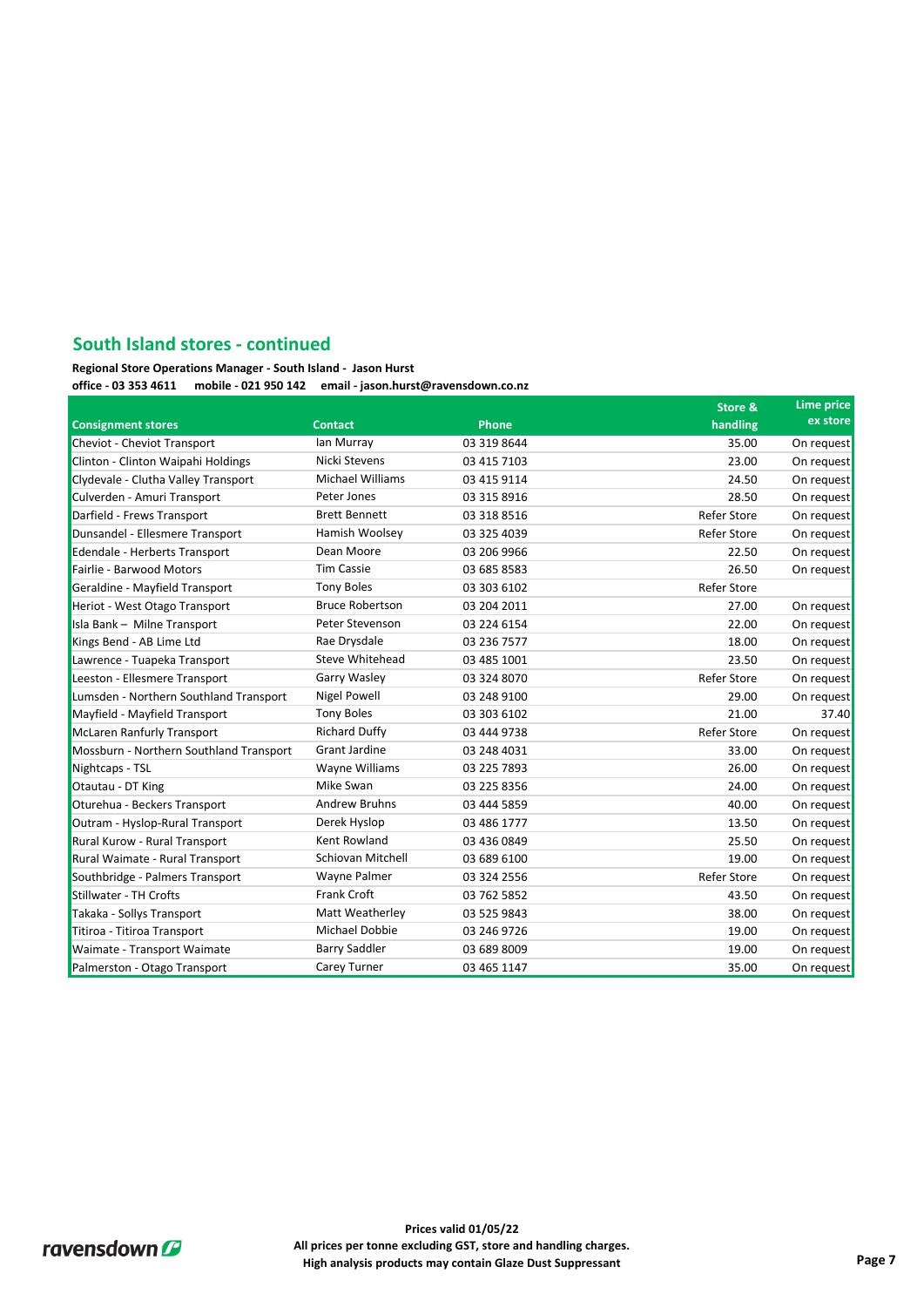## South Island stores - continued

**Regional Store Operations Manager - South Island - Jason Hurst**
**office - 03 353 4611 mobile - 021 950 142 email - jason.hurst@ravensdown.co.nz**

| Consignment stores | Contact | Phone | Store & handling | Lime price ex store |
|---|---|---|---|---|
| Cheviot - Cheviot Transport | Ian Murray | 03 319 8644 | 35.00 | On request |
| Clinton - Clinton Waipahi Holdings | Nicki Stevens | 03 415 7103 | 23.00 | On request |
| Clydevale - Clutha Valley Transport | Michael Williams | 03 415 9114 | 24.50 | On request |
| Culverden - Amuri Transport | Peter Jones | 03 315 8916 | 28.50 | On request |
| Darfield - Frews Transport | Brett Bennett | 03 318 8516 | Refer Store | On request |
| Dunsandel - Ellesmere Transport | Hamish Woolsey | 03 325 4039 | Refer Store | On request |
| Edendale - Herberts Transport | Dean Moore | 03 206 9966 | 22.50 | On request |
| Fairlie - Barwood Motors | Tim Cassie | 03 685 8583 | 26.50 | On request |
| Geraldine - Mayfield Transport | Tony Boles | 03 303 6102 | Refer Store | |
| Heriot - West Otago Transport | Bruce Robertson | 03 204 2011 | 27.00 | On request |
| Isla Bank – Milne Transport | Peter Stevenson | 03 224 6154 | 22.00 | On request |
| Kings Bend - AB Lime Ltd | Rae Drysdale | 03 236 7577 | 18.00 | On request |
| Lawrence - Tuapeka Transport | Steve Whitehead | 03 485 1001 | 23.50 | On request |
| Leeston - Ellesmere Transport | Garry Wasley | 03 324 8070 | Refer Store | On request |
| Lumsden - Northern Southland Transport | Nigel Powell | 03 248 9100 | 29.00 | On request |
| Mayfield - Mayfield Transport | Tony Boles | 03 303 6102 | 21.00 | 37.40 |
| McLaren Ranfurly Transport | Richard Duffy | 03 444 9738 | Refer Store | On request |
| Mossburn - Northern Southland Transport | Grant Jardine | 03 248 4031 | 33.00 | On request |
| Nightcaps - TSL | Wayne Williams | 03 225 7893 | 26.00 | On request |
| Otautau - DT King | Mike Swan | 03 225 8356 | 24.00 | On request |
| Oturehua - Beckers Transport | Andrew Bruhns | 03 444 5859 | 40.00 | On request |
| Outram - Hyslop-Rural Transport | Derek Hyslop | 03 486 1777 | 13.50 | On request |
| Rural Kurow - Rural Transport | Kent Rowland | 03 436 0849 | 25.50 | On request |
| Rural Waimate - Rural Transport | Schiovan Mitchell | 03 689 6100 | 19.00 | On request |
| Southbridge - Palmers Transport | Wayne Palmer | 03 324 2556 | Refer Store | On request |
| Stillwater - TH Crofts | Frank Croft | 03 762 5852 | 43.50 | On request |
| Takaka - Sollys Transport | Matt Weatherley | 03 525 9843 | 38.00 | On request |
| Titiroa - Titiroa Transport | Michael Dobbie | 03 246 9726 | 19.00 | On request |
| Waimate - Transport Waimate | Barry Saddler | 03 689 8009 | 19.00 | On request |
| Palmerston - Otago Transport | Carey Turner | 03 465 1147 | 35.00 | On request |

**Prices valid 01/05/22**
**All prices per tonne excluding GST, store and handling charges.**
**High analysis products may contain Glaze Dust Suppressant**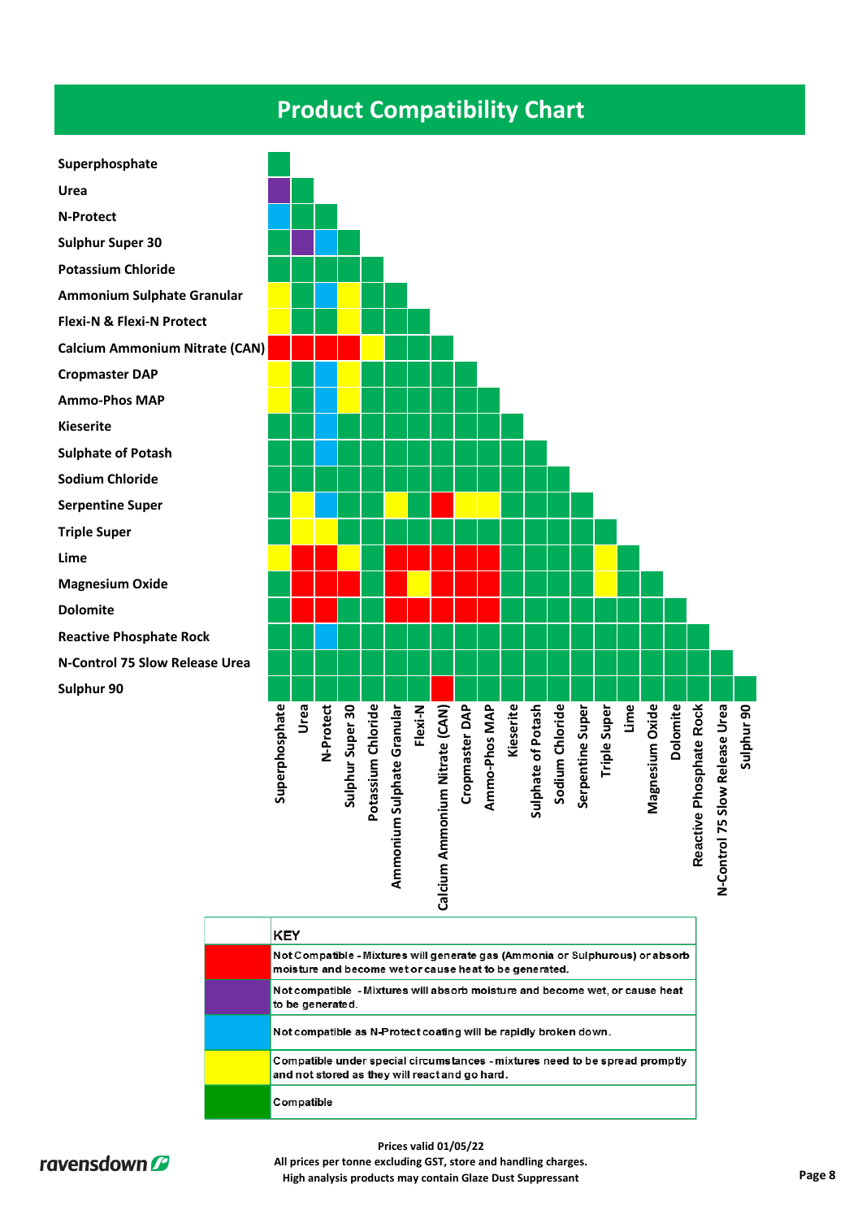# Product Compatibility Chart

| | Superphosphate | Urea | N-Protect | Sulphur Super 30 | Potassium Chloride | Ammonium Sulphate Granular | Flexi-N | Calcium Ammonium Nitrate (CAN) | Cropmaster DAP | Ammo-Phos MAP | Kieserite | Sulphate of Potash | Sodium Chloride | Serpentine Super | Triple Super | Lime | Magnesium Oxide | Dolomite | Reactive Phosphate Rock | N-Control 75 Slow Release Urea | Sulphur 90 |
|---|---|---|---|---|---|---|---|---|---|---|---|---|---|---|---|---|---|---|---|---|---|
| **Superphosphate** | Green | | | | | | | | | | | | | | | | | | | | |
| **Urea** | Purple | Green | | | | | | | | | | | | | | | | | | | |
| **N-Protect** | Blue | Green | Green | | | | | | | | | | | | | | | | | | |
| **Sulphur Super 30** | Green | Purple | Blue | Green | | | | | | | | | | | | | | | | | |
| **Potassium Chloride** | Green | Green | Green | Green | Green | | | | | | | | | | | | | | | | |
| **Ammonium Sulphate Granular** | Yellow | Green | Blue | Yellow | Green | Green | | | | | | | | | | | | | | | |
| **Flexi-N & Flexi-N Protect** | Yellow | Green | Green | Yellow | Green | Green | Green | | | | | | | | | | | | | | |
| **Calcium Ammonium Nitrate (CAN)** | Red | Red | Red | Red | Yellow | Green | Green | Green | | | | | | | | | | | | | |
| **Cropmaster DAP** | Yellow | Green | Blue | Yellow | Green | Green | Green | Green | Green | | | | | | | | | | | | |
| **Ammo-Phos MAP** | Yellow | Green | Blue | Yellow | Green | Green | Green | Green | Green | Green | | | | | | | | | | | |
| **Kieserite** | Green | Green | Blue | Green | Green | Green | Green | Green | Green | Green | Green | | | | | | | | | | |
| **Sulphate of Potash** | Green | Green | Blue | Green | Green | Green | Green | Green | Green | Green | Green | Green | | | | | | | | | |
| **Sodium Chloride** | Green | Green | Green | Green | Green | Green | Green | Green | Green | Green | Green | Green | Green | | | | | | | | |
| **Serpentine Super** | Green | Yellow | Blue | Green | Green | Yellow | Green | Red | Yellow | Yellow | Green | Green | Green | Green | | | | | | | |
| **Triple Super** | Green | Yellow | Yellow | Green | Green | Green | Green | Green | Green | Green | Green | Green | Green | Green | Green | | | | | | |
| **Lime** | Yellow | Red | Red | Yellow | Green | Red | Red | Red | Red | Red | Green | Green | Green | Green | Yellow | Green | | | | | |
| **Magnesium Oxide** | Green | Red | Red | Red | Green | Red | Yellow | Red | Red | Red | Green | Green | Green | Green | Yellow | Green | Green | | | | |
| **Dolomite** | Green | Red | Red | Green | Green | Red | Red | Red | Red | Red | Green | Green | Green | Green | Green | Green | Green | Green | | | |
| **Reactive Phosphate Rock** | Green | Green | Blue | Green | Green | Green | Green | Green | Green | Green | Green | Green | Green | Green | Green | Green | Green | Green | Green | | |
| **N-Control 75 Slow Release Urea** | Green | Green | Green | Green | Green | Green | Green | Green | Green | Green | Green | Green | Green | Green | Green | Green | Green | Green | Green | Green | |
| **Sulphur 90** | Green | Green | Green | Green | Green | Green | Green | Red | Green | Green | Green | Green | Green | Green | Green | Green | Green | Green | Green | Green | Green |

| | KEY |
|---|---|
| Red | Not Compatible - Mixtures will generate gas (Ammonia or Sulphurous) or absorb moisture and become wet or cause heat to be generated. |
| Purple | Not compatible - Mixtures will absorb moisture and become wet, or cause heat to be generated. |
| Blue | Not compatible as N-Protect coating will be rapidly broken down. |
| Yellow | Compatible under special circumstances - mixtures need to be spread promptly and not stored as they will react and go hard. |
| Green | Compatible |

Prices valid 01/05/22
All prices per tonne excluding GST, store and handling charges.
High analysis products may contain Glaze Dust Suppressant

ravensdown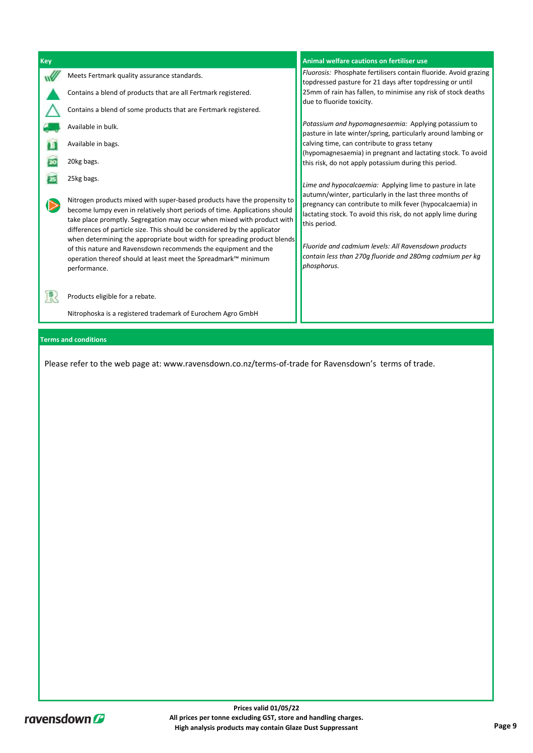## Key

- Meets Fertmark quality assurance standards.
- Contains a blend of products that are all Fertmark registered.
- Contains a blend of some products that are Fertmark registered.
- Available in bulk.
- Available in bags.
- 20kg bags.
- 25kg bags.
- Nitrogen products mixed with super-based products have the propensity to become lumpy even in relatively short periods of time. Applications should take place promptly. Segregation may occur when mixed with product with differences of particle size. This should be considered by the applicator when determining the appropriate bout width for spreading product blends of this nature and Ravensdown recommends the equipment and the operation thereof should at least meet the Spreadmark™ minimum performance.
- Products eligible for a rebate.

Nitrophoska is a registered trademark of Eurochem Agro GmbH

## Animal welfare cautions on fertiliser use

*Fluorosis:* Phosphate fertilisers contain fluoride. Avoid grazing topdressed pasture for 21 days after topdressing or until 25mm of rain has fallen, to minimise any risk of stock deaths due to fluoride toxicity.

*Potassium and hypomagnesaemia:* Applying potassium to pasture in late winter/spring, particularly around lambing or calving time, can contribute to grass tetany (hypomagnesaemia) in pregnant and lactating stock. To avoid this risk, do not apply potassium during this period.

*Lime and hypocalcaemia:* Applying lime to pasture in late autumn/winter, particularly in the last three months of pregnancy can contribute to milk fever (hypocalcaemia) in lactating stock. To avoid this risk, do not apply lime during this period.

*Fluoride and cadmium levels: All Ravensdown products contain less than 270g fluoride and 280mg cadmium per kg phosphorus.*

## Terms and conditions

Please refer to the web page at: www.ravensdown.co.nz/terms-of-trade for Ravensdown's terms of trade.

**Prices valid 01/05/22**
**All prices per tonne excluding GST, store and handling charges.**
**High analysis products may contain Glaze Dust Suppressant**